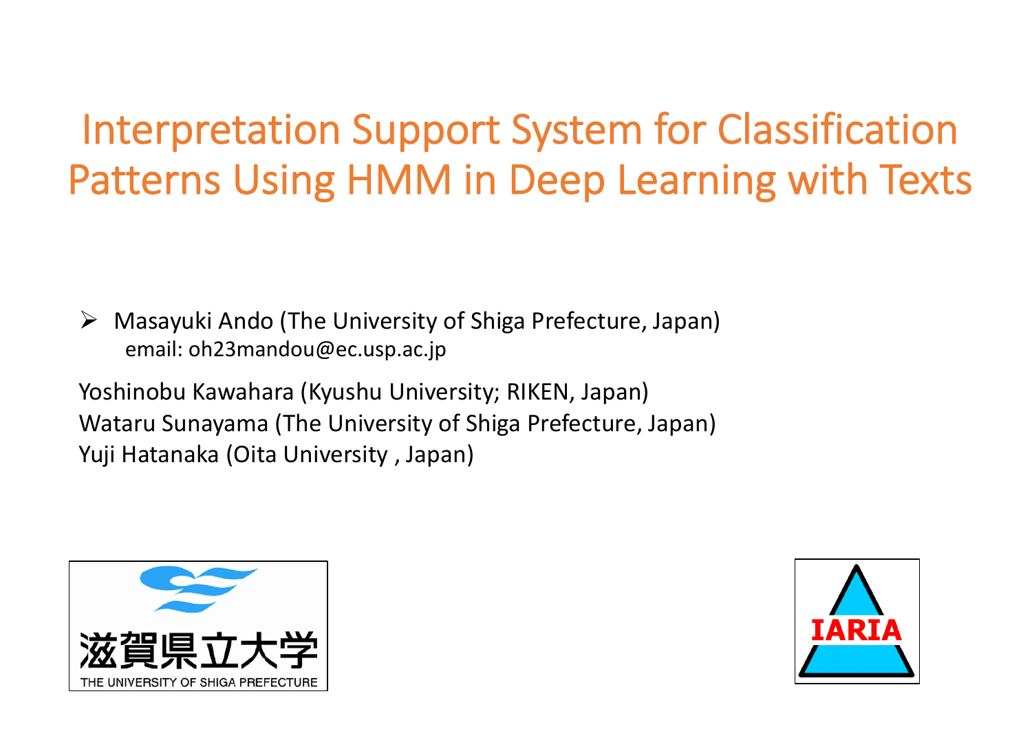# Interpretation Support System for Classification Patterns Using HMM in Deep Learning with Texts

- Masayuki Ando (The University of Shiga Prefecture, Japan)
  email: oh23mandou@ec.usp.ac.jp

Yoshinobu Kawahara (Kyushu University; RIKEN, Japan)
Wataru Sunayama (The University of Shiga Prefecture, Japan)
Yuji Hatanaka (Oita University , Japan)

滋賀県立大学
THE UNIVERSITY OF SHIGA PREFECTURE

IARIA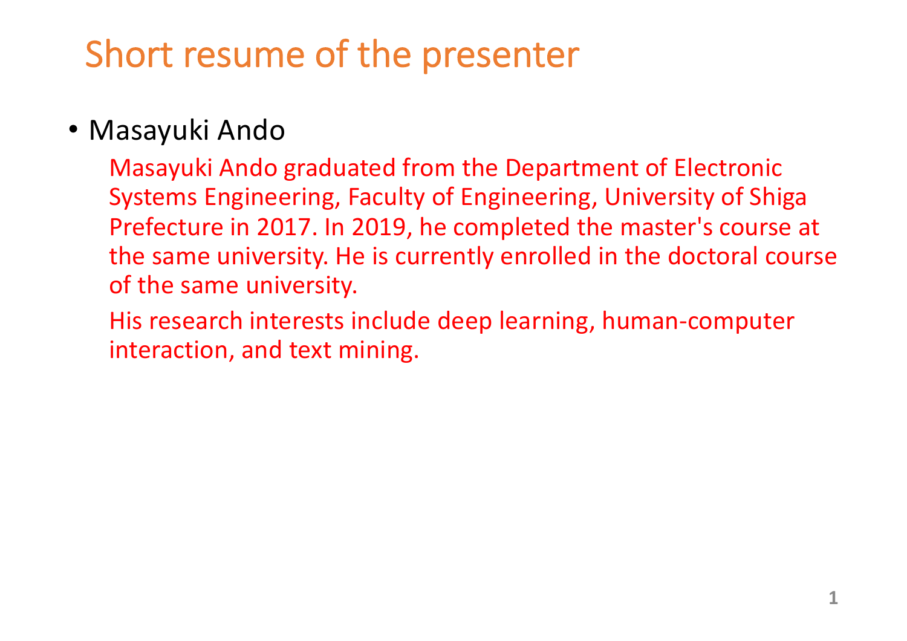# Short resume of the presenter

- Masayuki Ando

  Masayuki Ando graduated from the Department of Electronic Systems Engineering, Faculty of Engineering, University of Shiga Prefecture in 2017. In 2019, he completed the master's course at the same university. He is currently enrolled in the doctoral course of the same university.

  His research interests include deep learning, human-computer interaction, and text mining.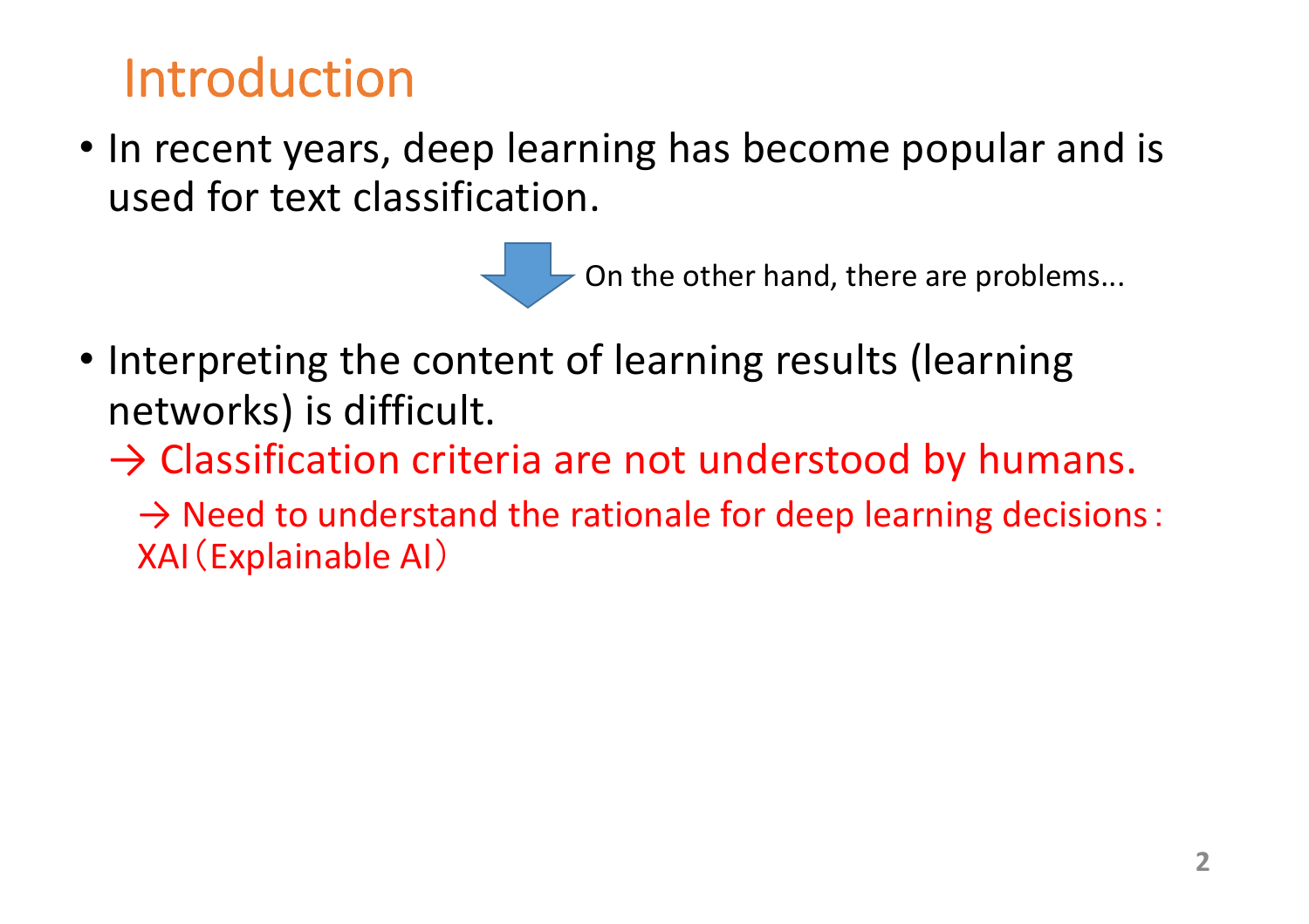# Introduction

- In recent years, deep learning has become popular and is used for text classification.

On the other hand, there are problems...

- Interpreting the content of learning results (learning networks) is difficult.

  → Classification criteria are not understood by humans.

  → Need to understand the rationale for deep learning decisions：XAI（Explainable AI）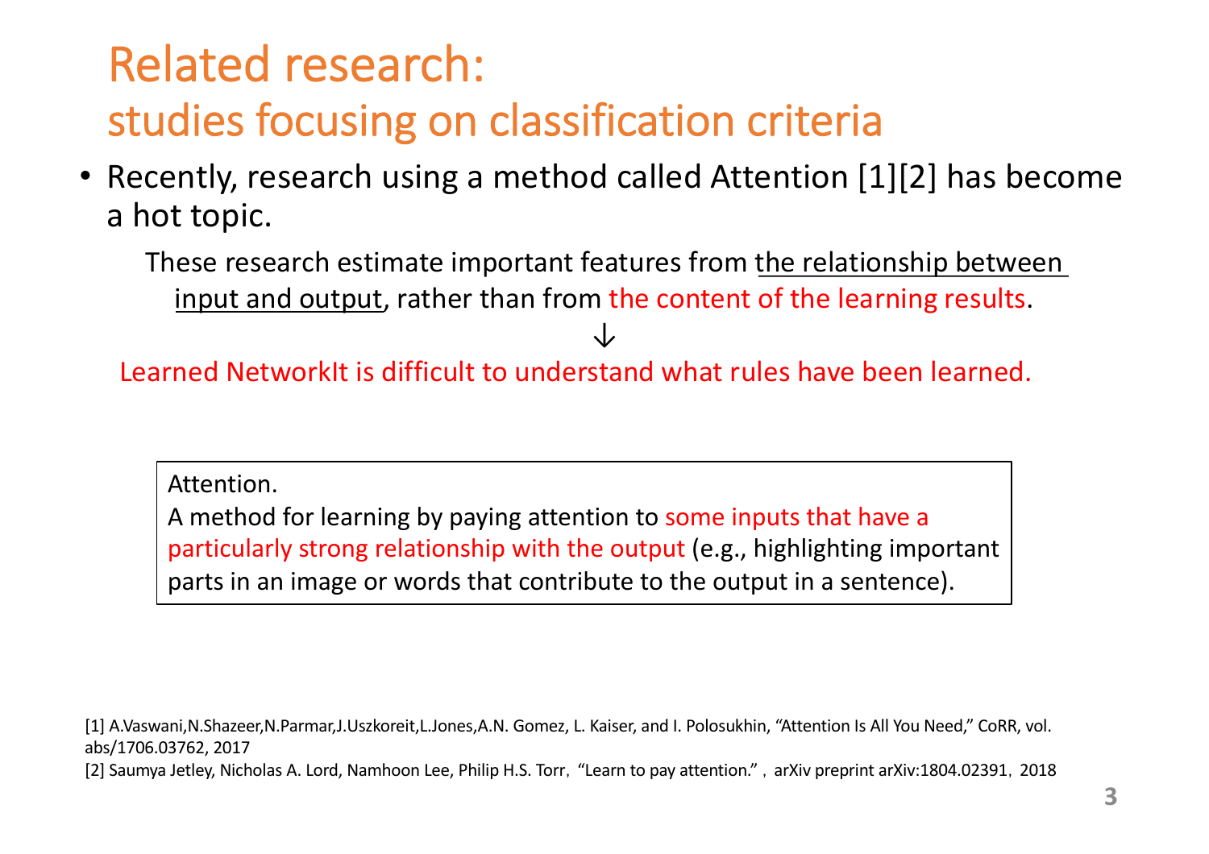# Related research: studies focusing on classification criteria

- Recently, research using a method called Attention [1][2] has become a hot topic.

These research estimate important features from <u>the relationship between input and output</u>, rather than from the content of the learning results.

↓

Learned NetworkIt is difficult to understand what rules have been learned.

> Attention.
> A method for learning by paying attention to some inputs that have a particularly strong relationship with the output (e.g., highlighting important parts in an image or words that contribute to the output in a sentence).

[1] A.Vaswani,N.Shazeer,N.Parmar,J.Uszkoreit,L.Jones,A.N. Gomez, L. Kaiser, and I. Polosukhin, "Attention Is All You Need," CoRR, vol. abs/1706.03762, 2017

[2] Saumya Jetley, Nicholas A. Lord, Namhoon Lee, Philip H.S. Torr, "Learn to pay attention.", arXiv preprint arXiv:1804.02391, 2018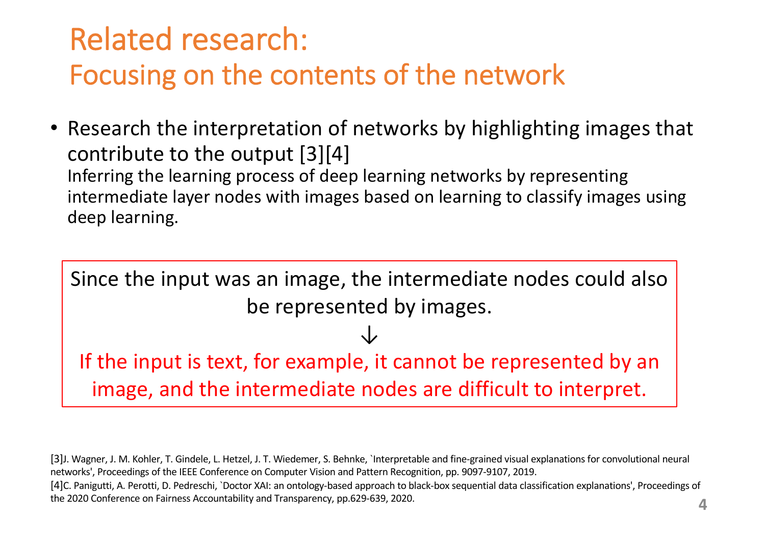# Related research: Focusing on the contents of the network

- Research the interpretation of networks by highlighting images that contribute to the output [3][4]
  Inferring the learning process of deep learning networks by representing intermediate layer nodes with images based on learning to classify images using deep learning.

Since the input was an image, the intermediate nodes could also be represented by images.

↓

If the input is text, for example, it cannot be represented by an image, and the intermediate nodes are difficult to interpret.

[3]J. Wagner, J. M. Kohler, T. Gindele, L. Hetzel, J. T. Wiedemer, S. Behnke, `Interpretable and fine-grained visual explanations for convolutional neural networks', Proceedings of the IEEE Conference on Computer Vision and Pattern Recognition, pp. 9097-9107, 2019.

[4]C. Panigutti, A. Perotti, D. Pedreschi, `Doctor XAI: an ontology-based approach to black-box sequential data classification explanations', Proceedings of the 2020 Conference on Fairness Accountability and Transparency, pp.629-639, 2020.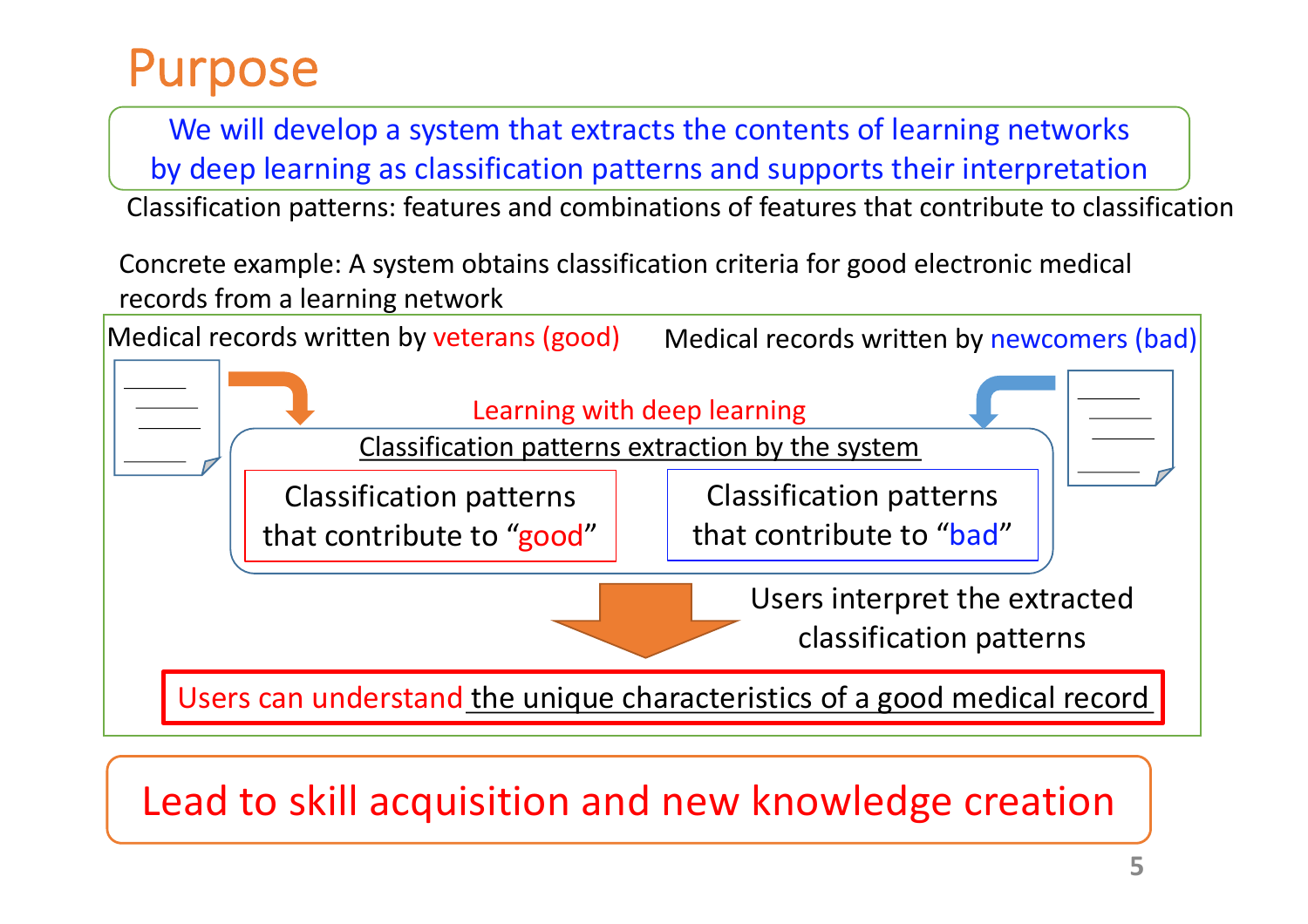# Purpose

We will develop a system that extracts the contents of learning networks by deep learning as classification patterns and supports their interpretation

Classification patterns: features and combinations of features that contribute to classification

Concrete example: A system obtains classification criteria for good electronic medical records from a learning network

Medical records written by veterans (good)

Medical records written by newcomers (bad)

Learning with deep learning

Classification patterns extraction by the system

- Classification patterns that contribute to “good”
- Classification patterns that contribute to “bad”

Users interpret the extracted classification patterns

Users can understand the unique characteristics of a good medical record

**Lead to skill acquisition and new knowledge creation**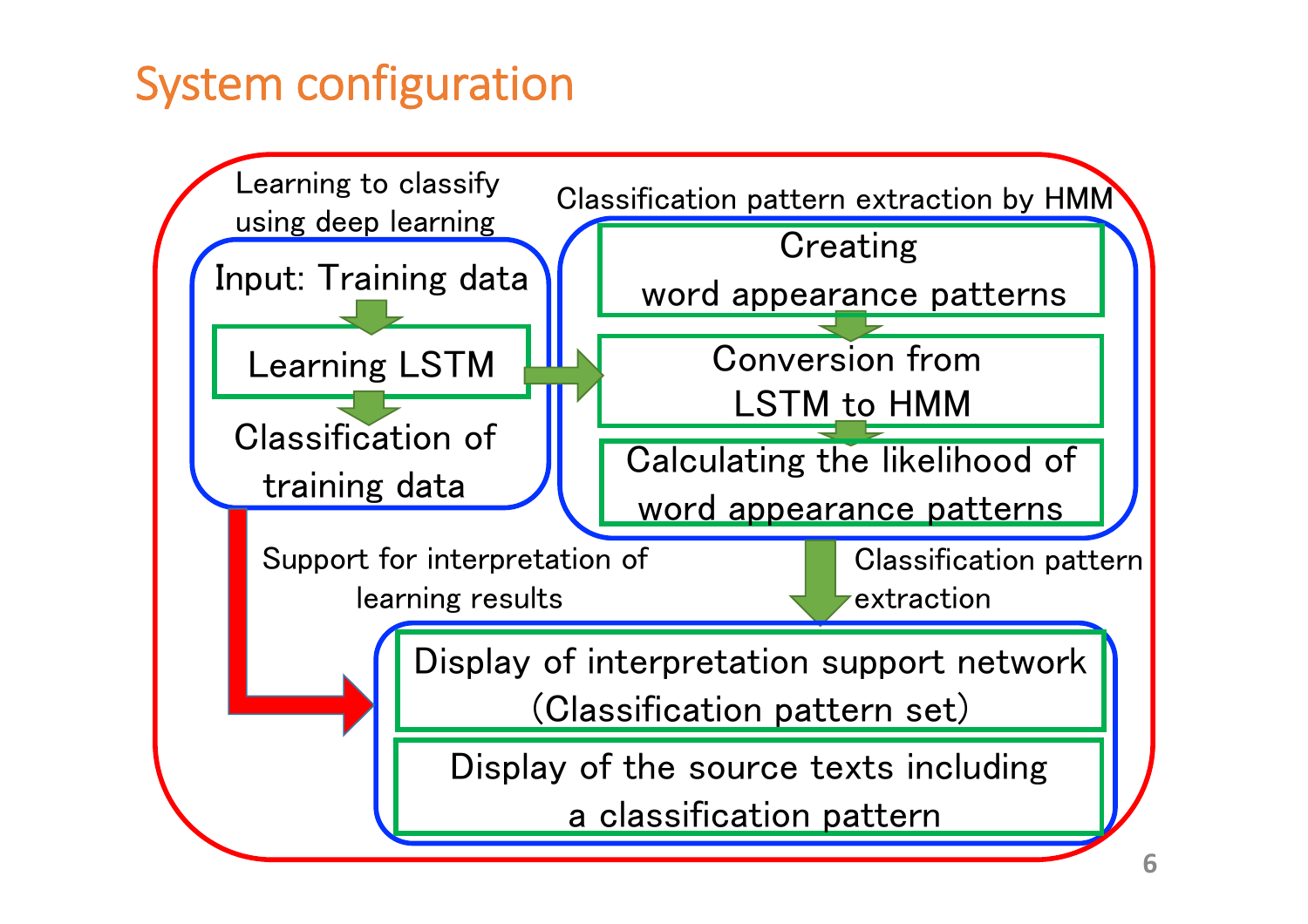# System configuration

**Learning to classify using deep learning**

- Input: Training data
- Learning LSTM
- Classification of training data

**Classification pattern extraction by HMM**

- Creating word appearance patterns
- Conversion from LSTM to HMM
- Calculating the likelihood of word appearance patterns

Support for interpretation of learning results

Classification pattern extraction

- Display of interpretation support network (Classification pattern set)
- Display of the source texts including a classification pattern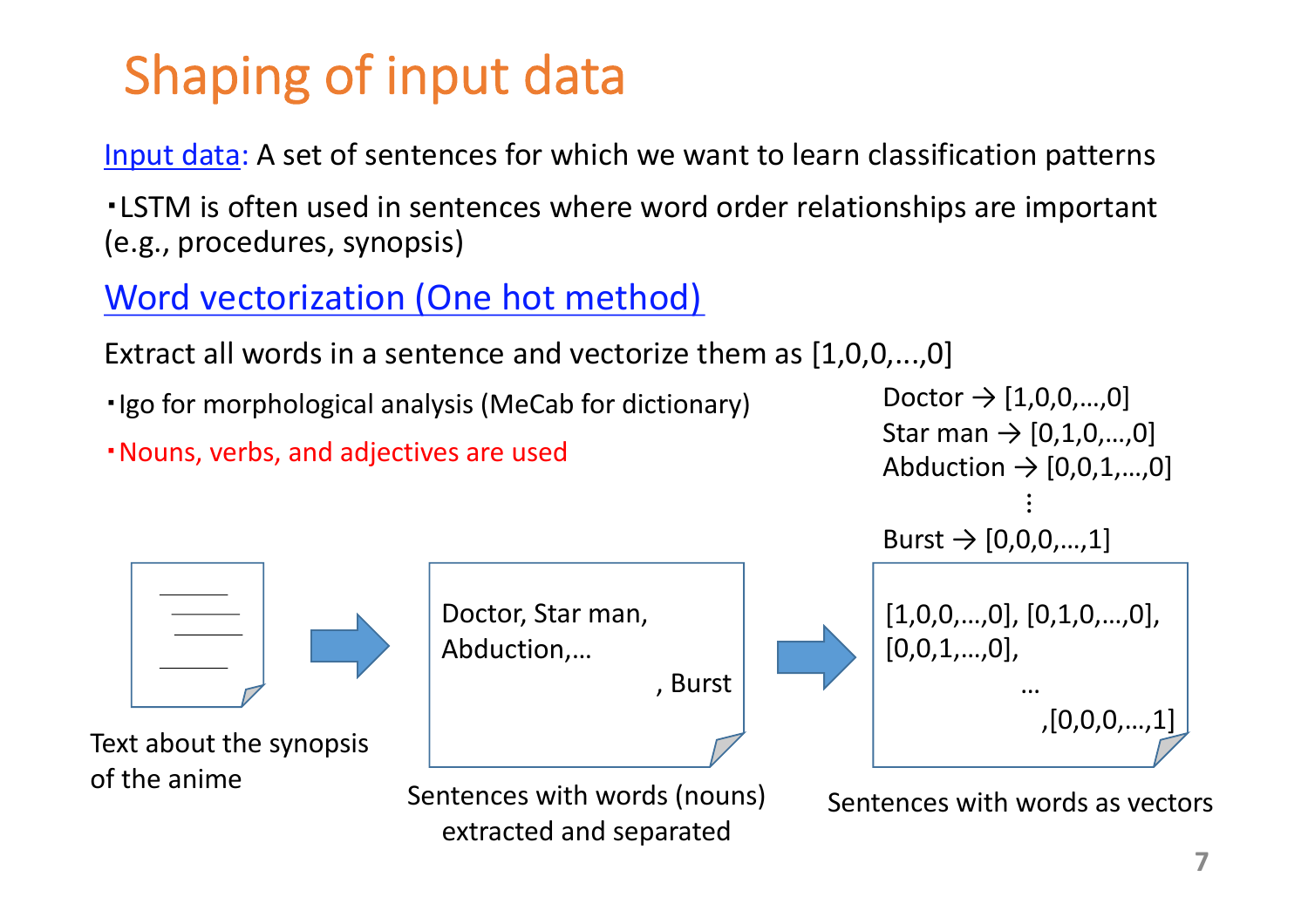# Shaping of input data

Input data: A set of sentences for which we want to learn classification patterns

・LSTM is often used in sentences where word order relationships are important (e.g., procedures, synopsis)

## Word vectorization (One hot method)

Extract all words in a sentence and vectorize them as [1,0,0,...,0]

・Igo for morphological analysis (MeCab for dictionary)

・Nouns, verbs, and adjectives are used

Doctor → [1,0,0,…,0]
Star man → [0,1,0,…,0]
Abduction → [0,0,1,…,0]
⋮
Burst → [0,0,0,…,1]

Text about the synopsis of the anime

Doctor, Star man, Abduction,… , Burst

Sentences with words (nouns) extracted and separated

[1,0,0,…,0], [0,1,0,…,0], [0,0,1,…,0], … ,[0,0,0,…,1]

Sentences with words as vectors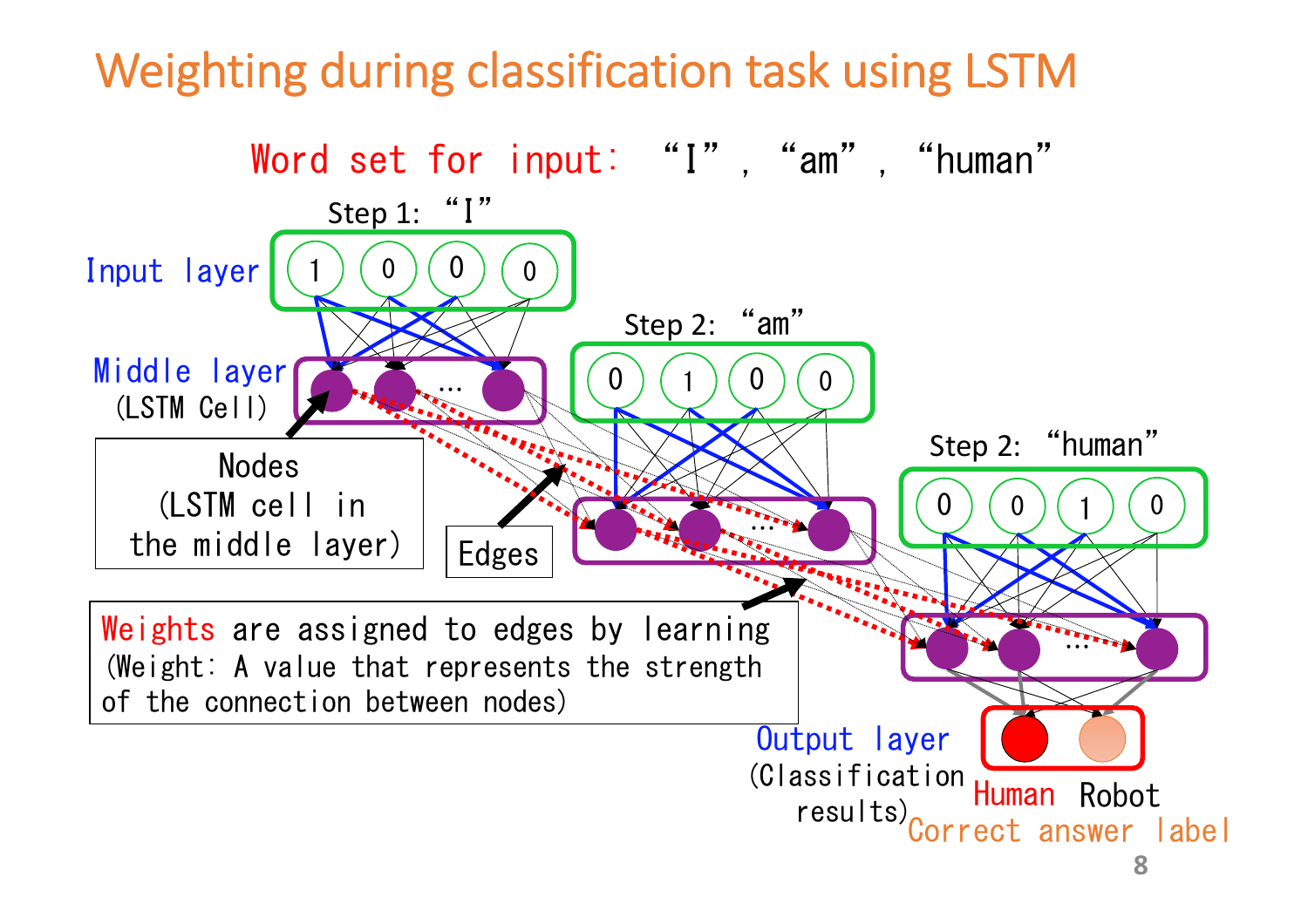# Weighting during classification task using LSTM

Word set for input: "I", "am", "human"

Step 1: "I"

Input layer: 1 0 0 0

Middle layer (LSTM Cell)

Step 2: "am"

0 1 0 0

Step 2: "human"

0 0 1 0

Nodes (LSTM cell in the middle layer)

Edges

Weights are assigned to edges by learning
(Weight: A value that represents the strength of the connection between nodes)

Output layer (Classification results)

Human Robot

Correct answer label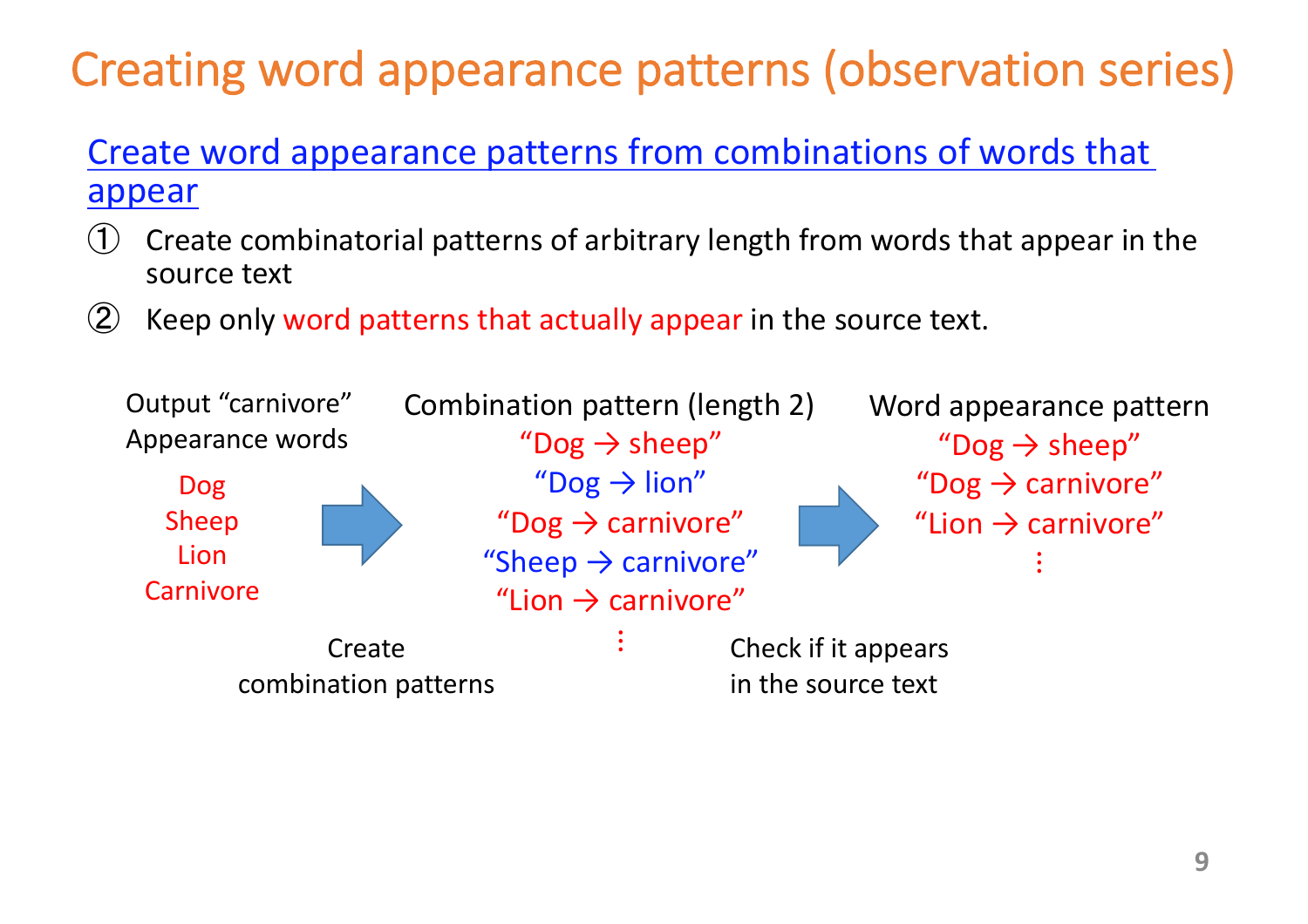# Creating word appearance patterns (observation series)

Create word appearance patterns from combinations of words that appear

① Create combinatorial patterns of arbitrary length from words that appear in the source text

② Keep only word patterns that actually appear in the source text.

Output "carnivore" Appearance words

- Dog
- Sheep
- Lion
- Carnivore

Create combination patterns

Combination pattern (length 2)

- "Dog → sheep"
- "Dog → lion"
- "Dog → carnivore"
- "Sheep → carnivore"
- "Lion → carnivore"
- ⋮

Check if it appears in the source text

Word appearance pattern

- "Dog → sheep"
- "Dog → carnivore"
- "Lion → carnivore"
- ⋮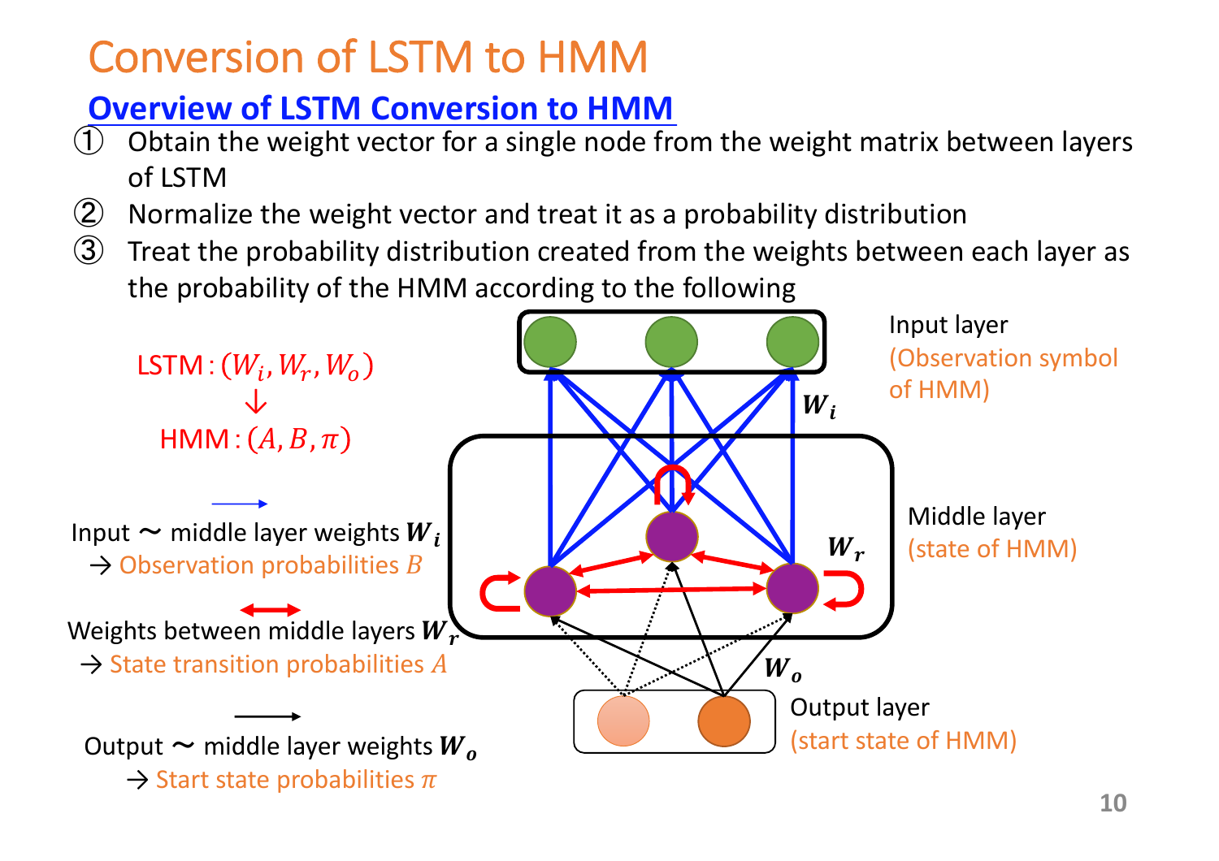# Conversion of LSTM to HMM

## Overview of LSTM Conversion to HMM

① Obtain the weight vector for a single node from the weight matrix between layers of LSTM

② Normalize the weight vector and treat it as a probability distribution

③ Treat the probability distribution created from the weights between each layer as the probability of the HMM according to the following

LSTM : $(W_i, W_r, W_o)$
↓
HMM : $(A, B, \pi)$

Input ∼ middle layer weights $\boldsymbol{W_i}$
→ Observation probabilities $B$

Weights between middle layers $\boldsymbol{W_r}$
→ State transition probabilities $A$

Output ∼ middle layer weights $\boldsymbol{W_o}$
→ Start state probabilities $\pi$

Input layer (Observation symbol of HMM)

Middle layer (state of HMM)

Output layer (start state of HMM)

$\boldsymbol{W_i}$

$\boldsymbol{W_r}$

$\boldsymbol{W_o}$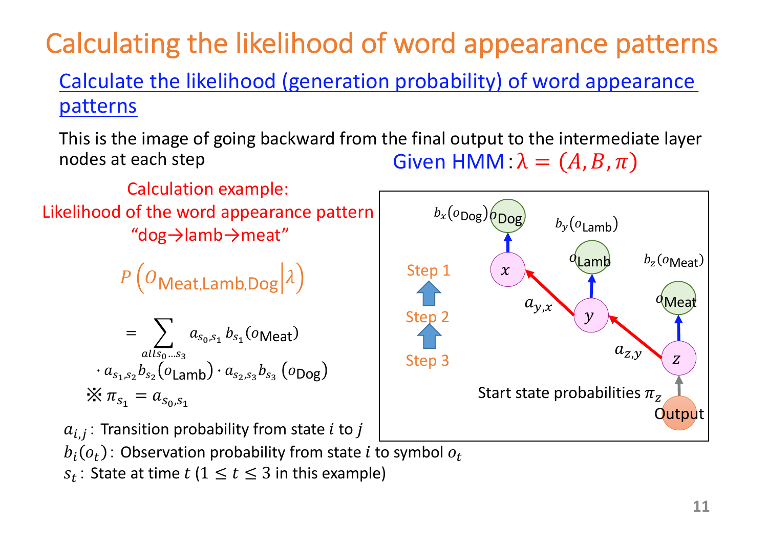# Calculating the likelihood of word appearance patterns

## Calculate the likelihood (generation probability) of word appearance patterns

This is the image of going backward from the final output to the intermediate layer nodes at each step

Given HMM : $\lambda = (A, B, \pi)$

Calculation example:
Likelihood of the word appearance pattern "dog→lamb→meat"

$$P\left(O_{\text{Meat,Lamb,Dog}} \middle| \lambda\right)$$

$$= \sum_{all\, s_0 \ldots s_3} a_{s_0,s_1}\, b_{s_1}(o_{\text{Meat}}) \cdot a_{s_1,s_2} b_{s_2}(o_{\text{Lamb}}) \cdot a_{s_2,s_3} b_{s_3}(o_{\text{Dog}})$$

※ $\pi_{s_1} = a_{s_0,s_1}$

Step 1 ↑ Step 2 ↑ Step 3

$b_x(o_{\text{Dog}})$ $o_{\text{Dog}}$ — $x$ ← $a_{y,x}$ — $y$ — $b_y(o_{\text{Lamb}})$ $o_{\text{Lamb}}$ ← $a_{z,y}$ — $z$ — $b_z(o_{\text{Meat}})$ $o_{\text{Meat}}$

Start state probabilities $\pi_z$ — Output

$a_{i,j}$ : Transition probability from state $i$ to $j$

$b_i(o_t)$ : Observation probability from state $i$ to symbol $o_t$

$s_t$ : State at time $t$ ($1 \leq t \leq 3$ in this example)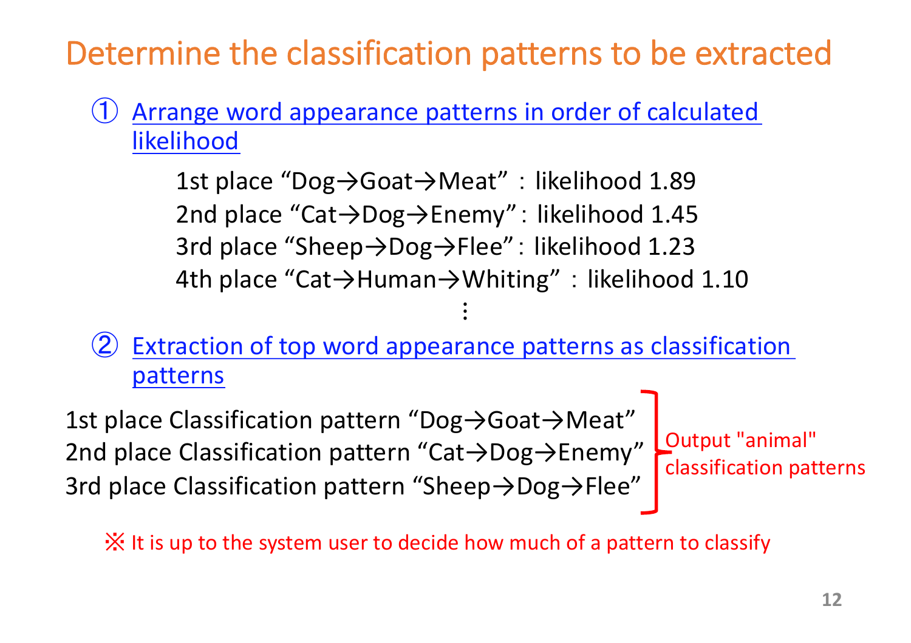# Determine the classification patterns to be extracted

① Arrange word appearance patterns in order of calculated likelihood

1st place "Dog→Goat→Meat"：likelihood 1.89
2nd place "Cat→Dog→Enemy"：likelihood 1.45
3rd place "Sheep→Dog→Flee"：likelihood 1.23
4th place "Cat→Human→Whiting"：likelihood 1.10
⋮

② Extraction of top word appearance patterns as classification patterns

1st place Classification pattern "Dog→Goat→Meat"
2nd place Classification pattern "Cat→Dog→Enemy"
3rd place Classification pattern "Sheep→Dog→Flee"

Output "animal" classification patterns

※ It is up to the system user to decide how much of a pattern to classify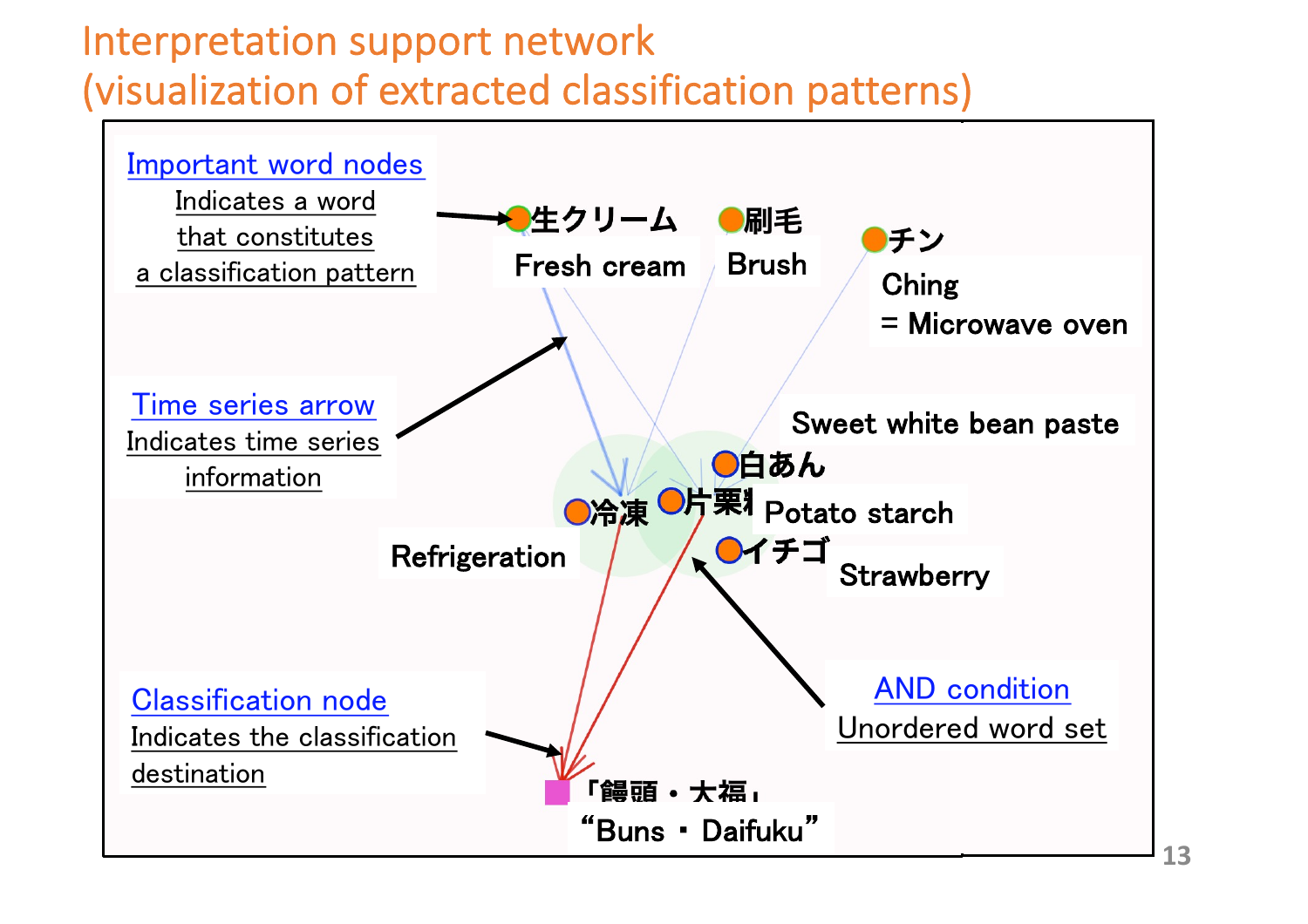# Interpretation support network (visualization of extracted classification patterns)

**Important word nodes**
Indicates a word that constitutes a classification pattern

生クリーム Fresh cream

刷毛 Brush

チン Ching = Microwave oven

**Time series arrow**
Indicates time series information

Sweet white bean paste 白あん

冷凍 Refrigeration

片栗粉 Potato starch

イチゴ Strawberry

**AND condition**
Unordered word set

**Classification node**
Indicates the classification destination

「饅頭・大福」 "Buns ・ Daifuku"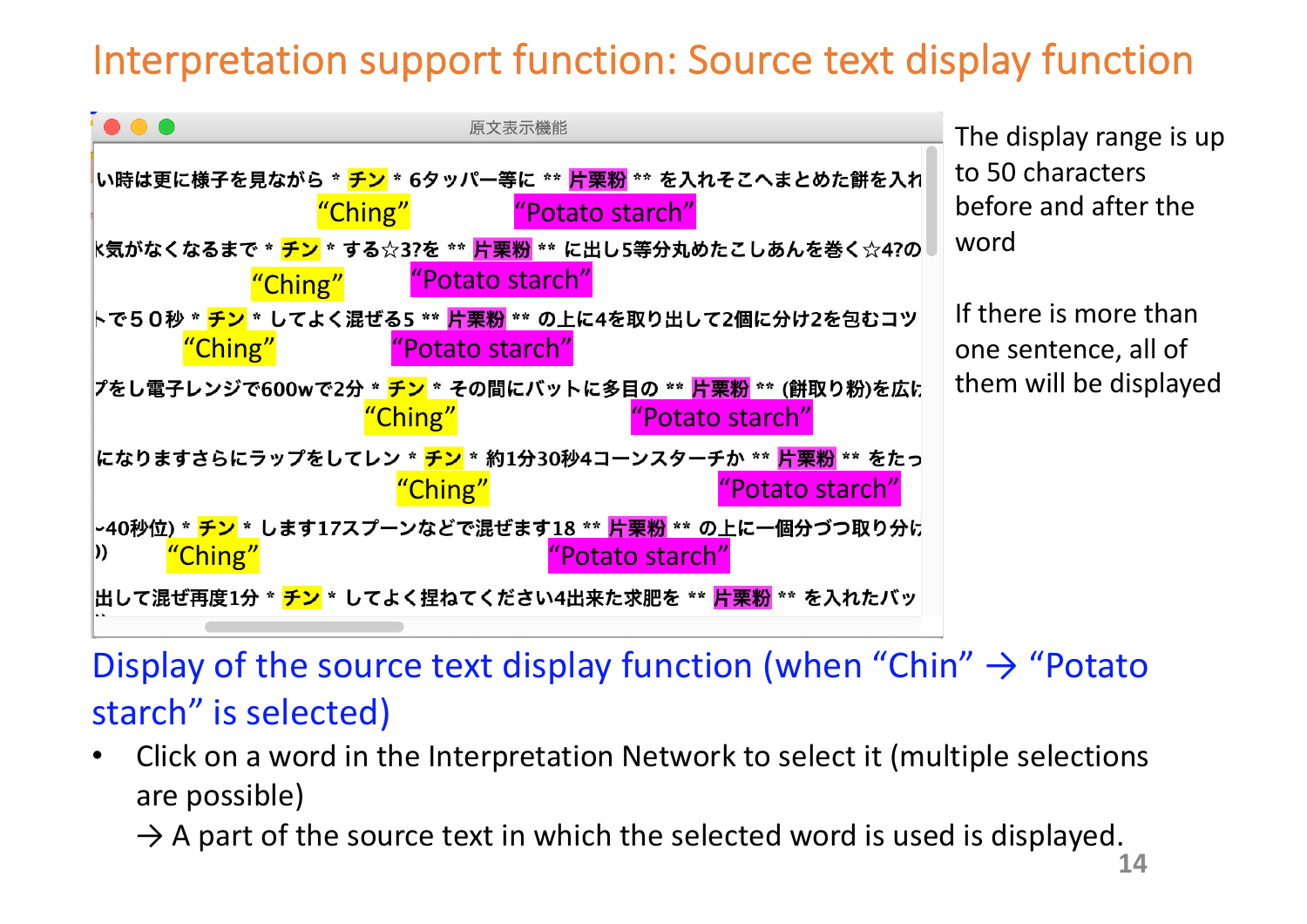# Interpretation support function: Source text display function

原文表示機能

い時は更に様子を見ながら * チン * 6タッパー等に ** 片栗粉 ** を入れそこへまとめた餅を入れ
“Ching” “Potato starch”

k気がなくなるまで * チン * する☆3?を ** 片栗粉 ** に出し5等分丸めたこしあんを巻く☆4?の
“Ching” “Potato starch”

トで５０秒 * チン * してよく混ぜる5 ** 片栗粉 ** の上に4を取り出して2個に分け2を包むコツ
“Ching” “Potato starch”

プをし電子レンジで600wで2分 * チン * その間にバットに多目の ** 片栗粉 ** (餅取り粉)を広げ
“Ching” “Potato starch”

になりますさらにラップをしてレン * チン * 約1分30秒4コーンスターチか ** 片栗粉 ** をたっ
“Ching” “Potato starch”

~40秒位) * チン * します17スプーンなどで混ぜます18 ** 片栗粉 ** の上に一個分づつ取り分け
“Ching” “Potato starch”

出して混ぜ再度1分 * チン * してよく捏ねてください4出来た求肥を ** 片栗粉 ** を入れたバッ

The display range is up to 50 characters before and after the word

If there is more than one sentence, all of them will be displayed

Display of the source text display function (when “Chin” → “Potato starch” is selected)

- Click on a word in the Interpretation Network to select it (multiple selections are possible)
  → A part of the source text in which the selected word is used is displayed.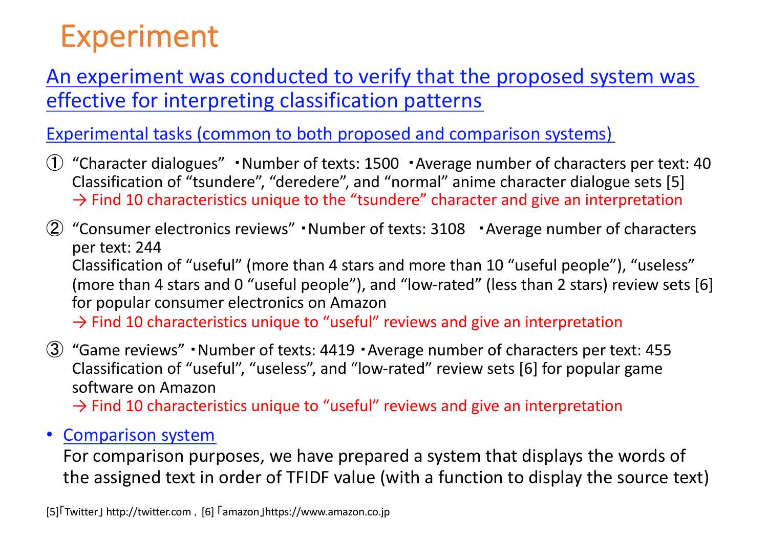# Experiment

An experiment was conducted to verify that the proposed system was effective for interpreting classification patterns

Experimental tasks (common to both proposed and comparison systems)

① "Character dialogues" ・Number of texts: 1500 ・Average number of characters per text: 40
Classification of "tsundere", "deredere", and "normal" anime character dialogue sets [5]
→ Find 10 characteristics unique to the "tsundere" character and give an interpretation

② "Consumer electronics reviews" ・Number of texts: 3108 ・Average number of characters per text: 244
Classification of "useful" (more than 4 stars and more than 10 "useful people"), "useless" (more than 4 stars and 0 "useful people"), and "low-rated" (less than 2 stars) review sets [6] for popular consumer electronics on Amazon
→ Find 10 characteristics unique to "useful" reviews and give an interpretation

③ "Game reviews" ・Number of texts: 4419 ・Average number of characters per text: 455
Classification of "useful", "useless", and "low-rated" review sets [6] for popular game software on Amazon
→ Find 10 characteristics unique to "useful" reviews and give an interpretation

- Comparison system
  For comparison purposes, we have prepared a system that displays the words of the assigned text in order of TFIDF value (with a function to display the source text)

[5]「Twitter」http://twitter.com , [6]「amazon」https://www.amazon.co.jp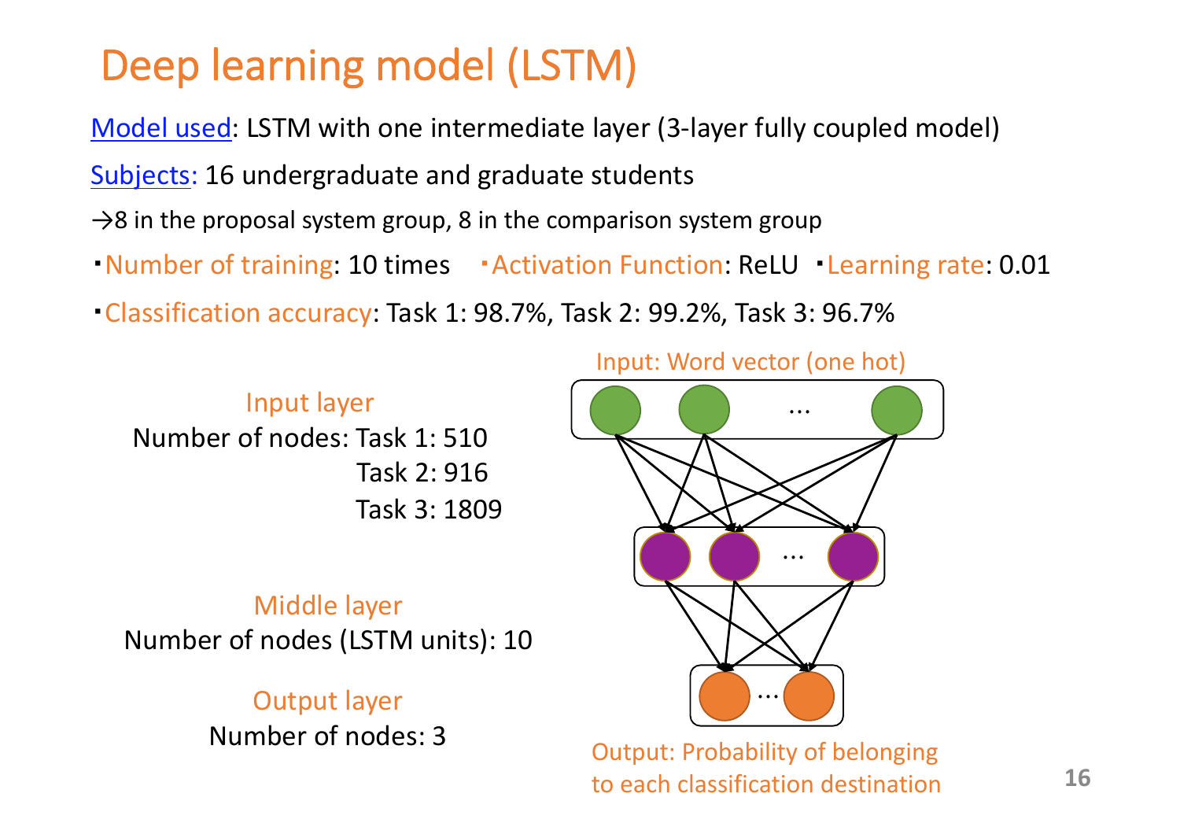# Deep learning model (LSTM)

Model used: LSTM with one intermediate layer (3-layer fully coupled model)

Subjects: 16 undergraduate and graduate students

→8 in the proposal system group, 8 in the comparison system group

・Number of training: 10 times　・Activation Function: ReLU　・Learning rate: 0.01

・Classification accuracy: Task 1: 98.7%, Task 2: 99.2%, Task 3: 96.7%

**Input layer**

Number of nodes: Task 1: 510
Task 2: 916
Task 3: 1809

**Middle layer**

Number of nodes (LSTM units): 10

**Output layer**

Number of nodes: 3

Input: Word vector (one hot)

Output: Probability of belonging to each classification destination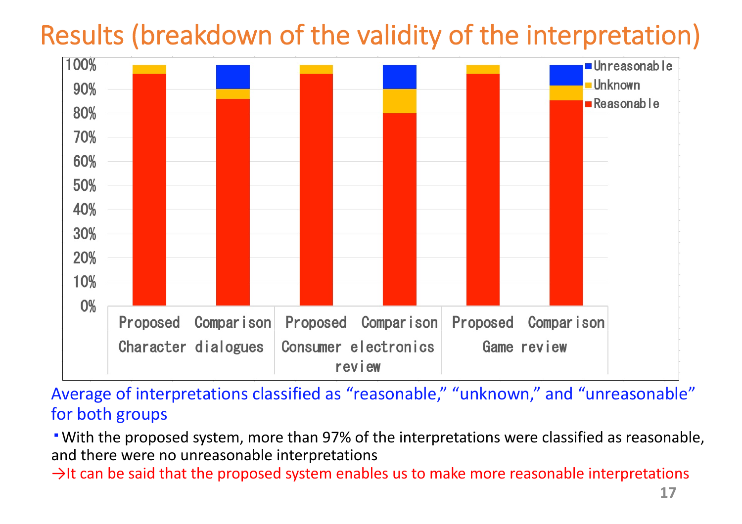# Results (breakdown of the validity of the interpretation)

Average of interpretations classified as "reasonable," "unknown," and "unreasonable" for both groups

- With the proposed system, more than 97% of the interpretations were classified as reasonable, and there were no unreasonable interpretations

→It can be said that the proposed system enables us to make more reasonable interpretations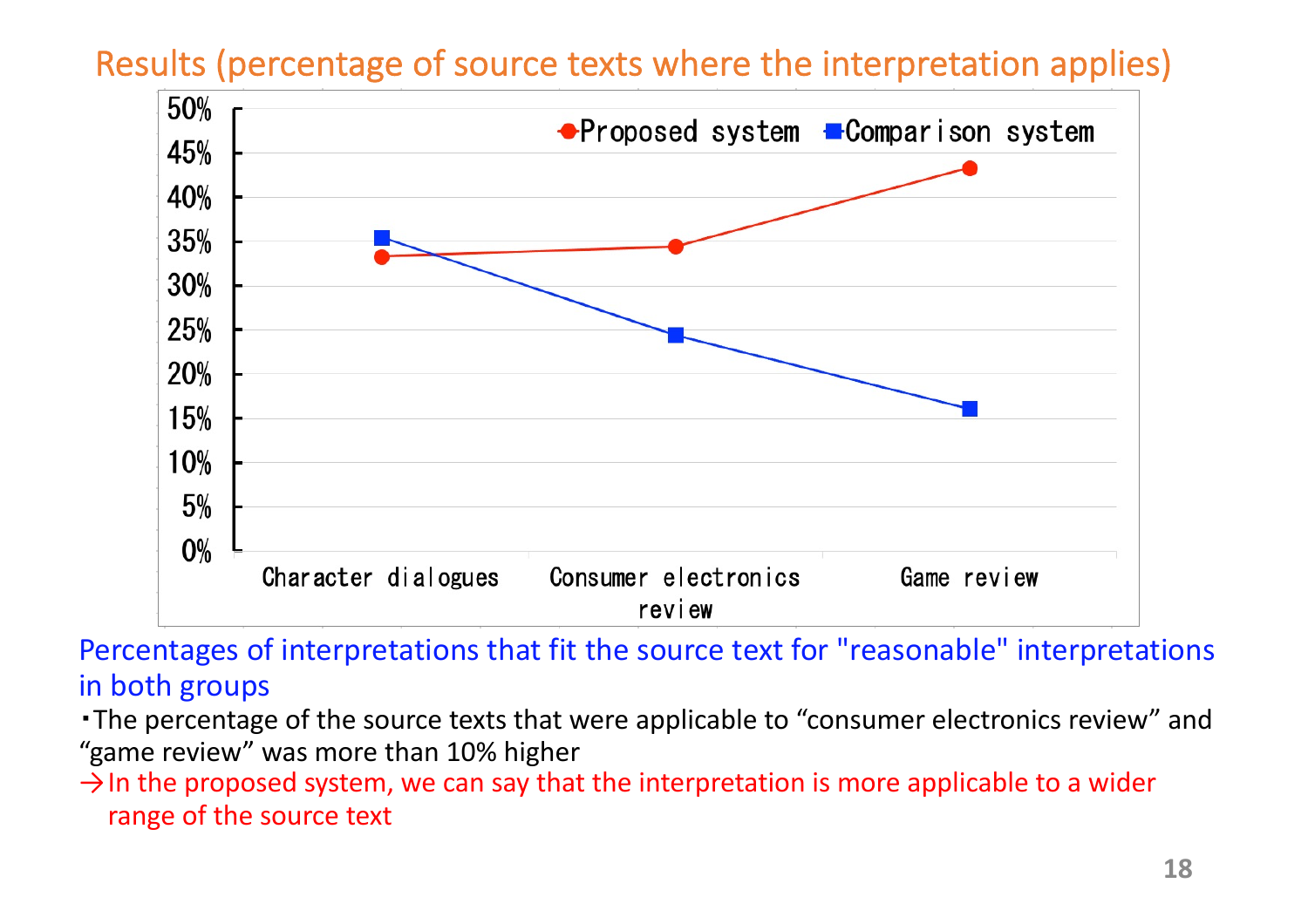## Results (percentage of source texts where the interpretation applies)

| | Character dialogues | Consumer electronics review | Game review |
|---|---|---|---|
| Proposed system | ~33% | ~34.5% | ~43% |
| Comparison system | ~35.5% | ~24.5% | ~16% |

Percentages of interpretations that fit the source text for "reasonable" interpretations in both groups

・The percentage of the source texts that were applicable to “consumer electronics review” and “game review” was more than 10% higher

→In the proposed system, we can say that the interpretation is more applicable to a wider range of the source text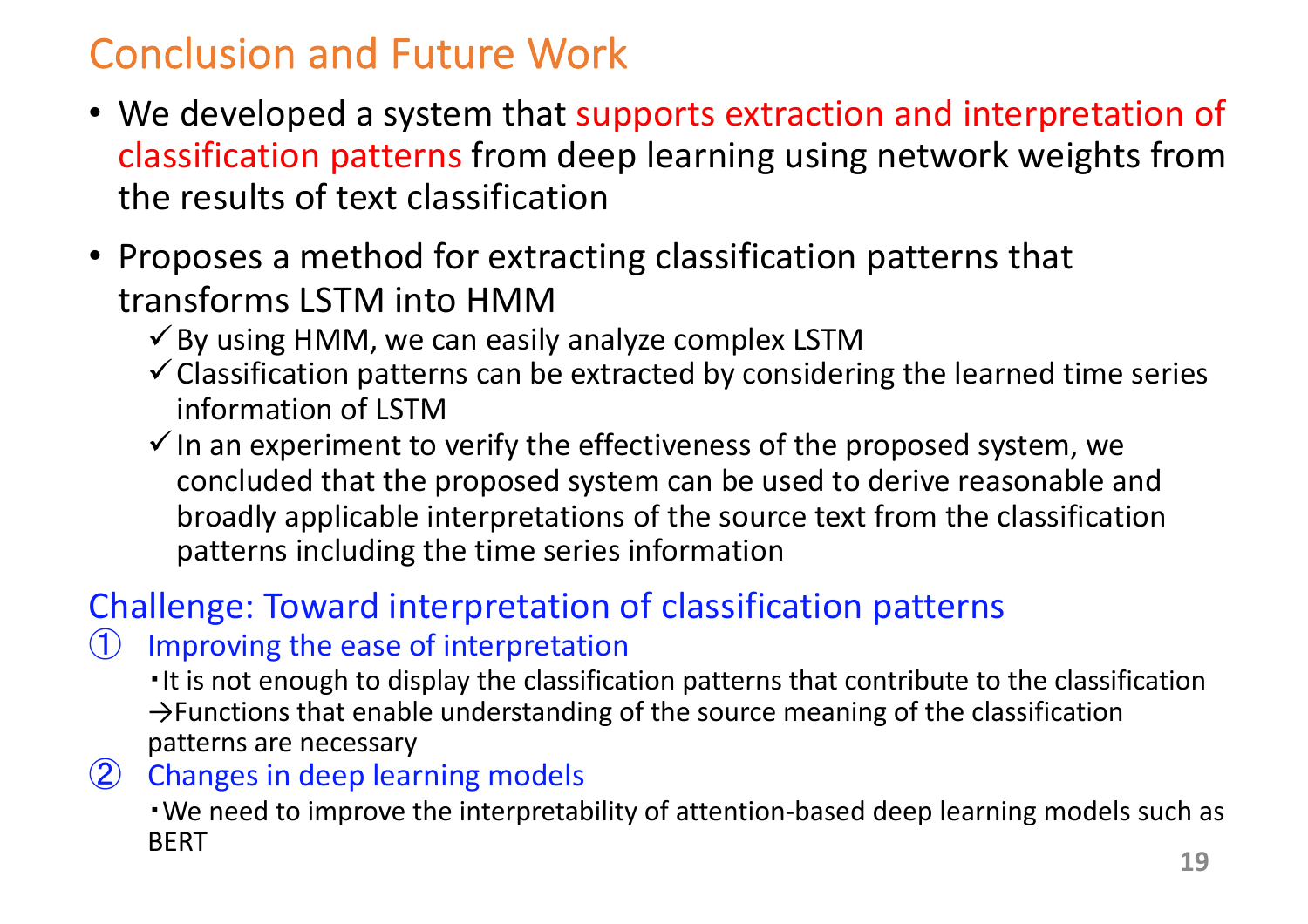# Conclusion and Future Work

- We developed a system that supports extraction and interpretation of classification patterns from deep learning using network weights from the results of text classification
- Proposes a method for extracting classification patterns that transforms LSTM into HMM
  - ✓ By using HMM, we can easily analyze complex LSTM
  - ✓ Classification patterns can be extracted by considering the learned time series information of LSTM
  - ✓ In an experiment to verify the effectiveness of the proposed system, we concluded that the proposed system can be used to derive reasonable and broadly applicable interpretations of the source text from the classification patterns including the time series information

## Challenge: Toward interpretation of classification patterns

① Improving the ease of interpretation

・It is not enough to display the classification patterns that contribute to the classification
→Functions that enable understanding of the source meaning of the classification patterns are necessary

② Changes in deep learning models

・We need to improve the interpretability of attention-based deep learning models such as BERT